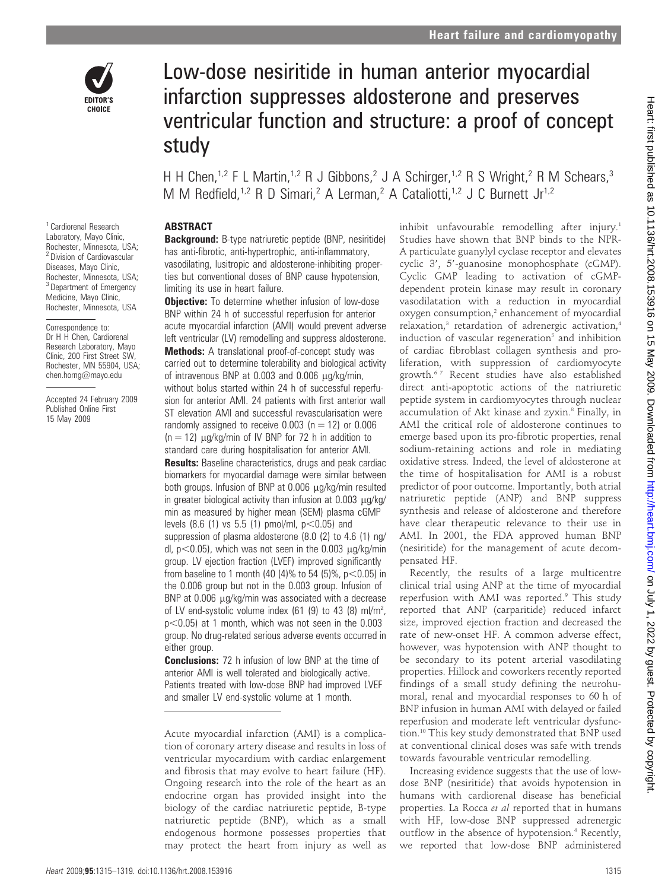# Low-dose nesiritide in human anterior myocardial infarction suppresses aldosterone and preserves ventricular function and structure: a proof of concept study

H H Chen,[1,2] F L Martin,[1,2] R J Gibbons,[2] J A Schirger,[1,2] R S Wright,[2] R M Schears,[3] M M Redfield,[1,2] R D Simari,[2] A Lerman,[2] A Cataliotti,[1,2] J C Burnett Jr[1,2]

[1] Cardiorenal Research Laboratory, Mayo Clinic, Rochester, Minnesota, USA; [2] Division of Cardiovascular Diseases, Mayo Clinic, Rochester, Minnesota, USA; [3] Department of Emergency Medicine, Mayo Clinic, Rochester, Minnesota, USA

Correspondence to: Dr H H Chen, Cardiorenal Research Laboratory, Mayo Clinic, 200 First Street SW, Rochester, MN 55904, USA; chen.horng@mayo.edu

Accepted 24 February 2009
Published Online First 15 May 2009

## ABSTRACT

**Background:** B-type natriuretic peptide (BNP, nesiritide) has anti-fibrotic, anti-hypertrophic, anti-inflammatory, vasodilating, lusitropic and aldosterone-inhibiting properties but conventional doses of BNP cause hypotension, limiting its use in heart failure.

**Objective:** To determine whether infusion of low-dose BNP within 24 h of successful reperfusion for anterior acute myocardial infarction (AMI) would prevent adverse left ventricular (LV) remodelling and suppress aldosterone.

**Methods:** A translational proof-of-concept study was carried out to determine tolerability and biological activity of intravenous BNP at 0.003 and 0.006 μg/kg/min, without bolus started within 24 h of successful reperfusion for anterior AMI. 24 patients with first anterior wall ST elevation AMI and successful revascularisation were randomly assigned to receive 0.003 ($n = 12$) or 0.006 ($n = 12$) μg/kg/min of IV BNP for 72 h in addition to standard care during hospitalisation for anterior AMI.

**Results:** Baseline characteristics, drugs and peak cardiac biomarkers for myocardial damage were similar between both groups. Infusion of BNP at 0.006 μg/kg/min resulted in greater biological activity than infusion at 0.003 μg/kg/min as measured by higher mean (SEM) plasma cGMP levels (8.6 (1) vs 5.5 (1) pmol/ml, $p<0.05$) and suppression of plasma aldosterone (8.0 (2) to 4.6 (1) ng/dl, $p<0.05$), which was not seen in the 0.003 μg/kg/min group. LV ejection fraction (LVEF) improved significantly from baseline to 1 month (40 (4)% to 54 (5)%, $p<0.05$) in the 0.006 group but not in the 0.003 group. Infusion of BNP at 0.006 μg/kg/min was associated with a decrease of LV end-systolic volume index (61 (9) to 43 (8) ml/m$^2$, $p<0.05$) at 1 month, which was not seen in the 0.003 group. No drug-related serious adverse events occurred in either group.

**Conclusions:** 72 h infusion of low BNP at the time of anterior AMI is well tolerated and biologically active. Patients treated with low-dose BNP had improved LVEF and smaller LV end-systolic volume at 1 month.

Acute myocardial infarction (AMI) is a complication of coronary artery disease and results in loss of ventricular myocardium with cardiac enlargement and fibrosis that may evolve to heart failure (HF). Ongoing research into the role of the heart as an endocrine organ has provided insight into the biology of the cardiac natriuretic peptide, B-type natriuretic peptide (BNP), which as a small endogenous hormone possesses properties that may protect the heart from injury as well as inhibit unfavourable remodelling after injury.[1] Studies have shown that BNP binds to the NPR-A particulate guanylyl cyclase receptor and elevates cyclic 3′, 5′-guanosine monophosphate (cGMP). Cyclic GMP leading to activation of cGMP-dependent protein kinase may result in coronary vasodilatation with a reduction in myocardial oxygen consumption,[2] enhancement of myocardial relaxation,[3] retardation of adrenergic activation,[4] induction of vascular regeneration[5] and inhibition of cardiac fibroblast collagen synthesis and proliferation, with suppression of cardiomyocyte growth.[6,7] Recent studies have also established direct anti-apoptotic actions of the natriuretic peptide system in cardiomyocytes through nuclear accumulation of Akt kinase and zyxin.[8] Finally, in AMI the critical role of aldosterone continues to emerge based upon its pro-fibrotic properties, renal sodium-retaining actions and role in mediating oxidative stress. Indeed, the level of aldosterone at the time of hospitalisation for AMI is a robust predictor of poor outcome. Importantly, both atrial natriuretic peptide (ANP) and BNP suppress synthesis and release of aldosterone and therefore have clear therapeutic relevance to their use in AMI. In 2001, the FDA approved human BNP (nesiritide) for the management of acute decompensated HF.

Recently, the results of a large multicentre clinical trial using ANP at the time of myocardial reperfusion with AMI was reported.[9] This study reported that ANP (carparitide) reduced infarct size, improved ejection fraction and decreased the rate of new-onset HF. A common adverse effect, however, was hypotension with ANP thought to be secondary to its potent arterial vasodilating properties. Hillock and coworkers recently reported findings of a small study defining the neurohumoral, renal and myocardial responses to 60 h of BNP infusion in human AMI with delayed or failed reperfusion and moderate left ventricular dysfunction.[10] This key study demonstrated that BNP used at conventional clinical doses was safe with trends towards favourable ventricular remodelling.

Increasing evidence suggests that the use of low-dose BNP (nesiritide) that avoids hypotension in humans with cardiorenal disease has beneficial properties. La Rocca *et al* reported that in humans with HF, low-dose BNP suppressed adrenergic outflow in the absence of hypotension.[4] Recently, we reported that low-dose BNP administered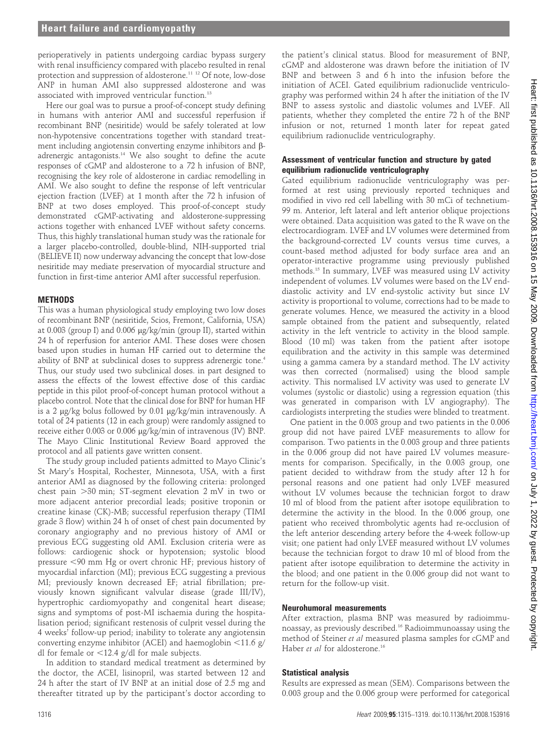perioperatively in patients undergoing cardiac bypass surgery with renal insufficiency compared with placebo resulted in renal protection and suppression of aldosterone.[11 12] Of note, low-dose ANP in human AMI also suppressed aldosterone and was associated with improved ventricular function.[13]

Here our goal was to pursue a proof-of-concept study defining in humans with anterior AMI and successful reperfusion if recombinant BNP (nesiritide) would be safely tolerated at low non-hypotensive concentrations together with standard treatment including angiotensin converting enzyme inhibitors and β-adrenergic antagonists.[14] We also sought to define the acute responses of cGMP and aldosterone to a 72 h infusion of BNP, recognising the key role of aldosterone in cardiac remodelling in AMI. We also sought to define the response of left ventricular ejection fraction (LVEF) at 1 month after the 72 h infusion of BNP at two doses employed. This proof-of-concept study demonstrated cGMP-activating and aldosterone-suppressing actions together with enhanced LVEF without safety concerns. Thus, this highly translational human study was the rationale for a larger placebo-controlled, double-blind, NIH-supported trial (BELIEVE II) now underway advancing the concept that low-dose nesiritide may mediate preservation of myocardial structure and function in first-time anterior AMI after successful reperfusion.

## METHODS

This was a human physiological study employing two low doses of recombinant BNP (nesiritide, Scios, Fremont, California, USA) at 0.003 (group I) and 0.006 μg/kg/min (group II), started within 24 h of reperfusion for anterior AMI. These doses were chosen based upon studies in human HF carried out to determine the ability of BNP at subclinical doses to suppress adrenergic tone.[4] Thus, our study used two subclinical doses. in part designed to assess the effects of the lowest effective dose of this cardiac peptide in this pilot proof-of-concept human protocol without a placebo control. Note that the clinical dose for BNP for human HF is a 2 μg/kg bolus followed by 0.01 μg/kg/min intravenously. A total of 24 patients (12 in each group) were randomly assigned to receive either 0.003 or 0.006 μg/kg/min of intravenous (IV) BNP. The Mayo Clinic Institutional Review Board approved the protocol and all patients gave written consent.

The study group included patients admitted to Mayo Clinic's St Mary's Hospital, Rochester, Minnesota, USA, with a first anterior AMI as diagnosed by the following criteria: prolonged chest pain >30 min; ST-segment elevation 2 mV in two or more adjacent anterior precordial leads; positive troponin or creatine kinase (CK)-MB; successful reperfusion therapy (TIMI grade 3 flow) within 24 h of onset of chest pain documented by coronary angiography and no previous history of AMI or previous ECG suggesting old AMI. Exclusion criteria were as follows: cardiogenic shock or hypotension; systolic blood pressure <90 mm Hg or overt chronic HF; previous history of myocardial infarction (MI); previous ECG suggesting a previous MI; previously known decreased EF; atrial fibrillation; previously known significant valvular disease (grade III/IV), hypertrophic cardiomyopathy and congenital heart disease; signs and symptoms of post-MI ischaemia during the hospitalisation period; significant restenosis of culprit vessel during the 4 weeks' follow-up period; inability to tolerate any angiotensin converting enzyme inhibitor (ACEI) and haemoglobin <11.6 g/dl for female or <12.4 g/dl for male subjects.

In addition to standard medical treatment as determined by the doctor, the ACEI, lisinopril, was started between 12 and 24 h after the start of IV BNP at an initial dose of 2.5 mg and thereafter titrated up by the participant's doctor according to the patient's clinical status. Blood for measurement of BNP, cGMP and aldosterone was drawn before the initiation of IV BNP and between 3 and 6 h into the infusion before the initiation of ACEI. Gated equilibrium radionuclide ventriculography was performed within 24 h after the initiation of the IV BNP to assess systolic and diastolic volumes and LVEF. All patients, whether they completed the entire 72 h of the BNP infusion or not, returned 1 month later for repeat gated equilibrium radionuclide ventriculography.

### Assessment of ventricular function and structure by gated equilibrium radionuclide ventriculography

Gated equilibrium radionuclide ventriculography was performed at rest using previously reported techniques and modified in vivo red cell labelling with 30 mCi of technetium-99 m. Anterior, left lateral and left anterior oblique projections were obtained. Data acquisition was gated to the R wave on the electrocardiogram. LVEF and LV volumes were determined from the background-corrected LV counts versus time curves, a count-based method adjusted for body surface area and an operator-interactive programme using previously published methods.[15] In summary, LVEF was measured using LV activity independent of volumes. LV volumes were based on the LV end-diastolic activity and LV end-systolic activity but since LV activity is proportional to volume, corrections had to be made to generate volumes. Hence, we measured the activity in a blood sample obtained from the patient and subsequently, related activity in the left ventricle to activity in the blood sample. Blood (10 ml) was taken from the patient after isotope equilibration and the activity in this sample was determined using a gamma camera by a standard method. The LV activity was then corrected (normalised) using the blood sample activity. This normalised LV activity was used to generate LV volumes (systolic or diastolic) using a regression equation (this was generated in comparison with LV angiography). The cardiologists interpreting the studies were blinded to treatment.

One patient in the 0.003 group and two patients in the 0.006 group did not have paired LVEF measurements to allow for comparison. Two patients in the 0.003 group and three patients in the 0.006 group did not have paired LV volumes measurements for comparison. Specifically, in the 0.003 group, one patient decided to withdraw from the study after 12 h for personal reasons and one patient had only LVEF measured without LV volumes because the technician forgot to draw 10 ml of blood from the patient after isotope equilibration to determine the activity in the blood. In the 0.006 group, one patient who received thrombolytic agents had re-occlusion of the left anterior descending artery before the 4-week follow-up visit; one patient had only LVEF measured without LV volumes because the technician forgot to draw 10 ml of blood from the patient after isotope equilibration to determine the activity in the blood; and one patient in the 0.006 group did not want to return for the follow-up visit.

### Neurohumoral measurements

After extraction, plasma BNP was measured by radioimmunoassay, as previously described.[16] Radioimmunoassay using the method of Steiner *et al* measured plasma samples for cGMP and Haber *et al* for aldosterone.[16]

### Statistical analysis

Results are expressed as mean (SEM). Comparisons between the 0.003 group and the 0.006 group were performed for categorical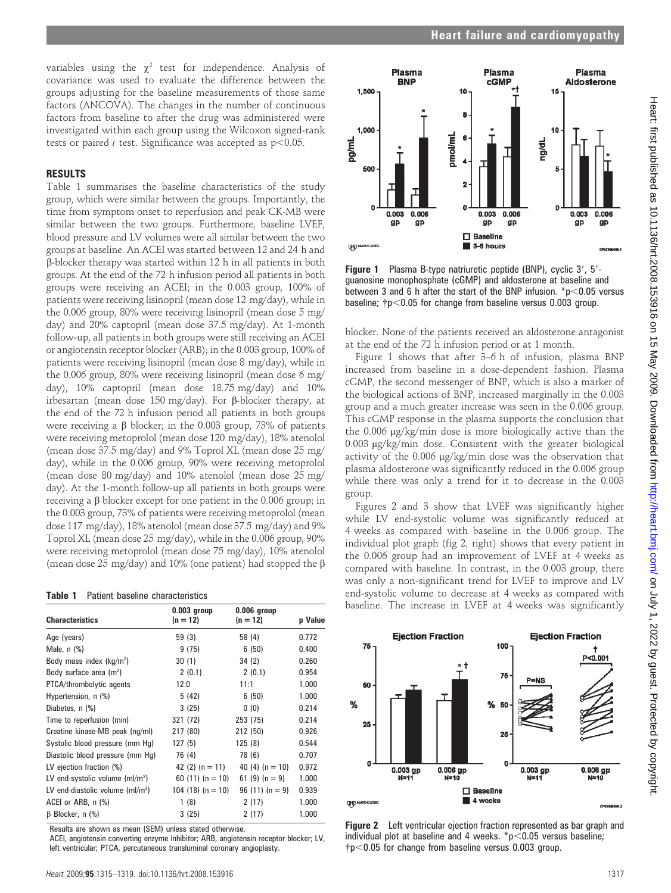variables using the $\chi^2$ test for independence. Analysis of covariance was used to evaluate the difference between the groups adjusting for the baseline measurements of those same factors (ANCOVA). The changes in the number of continuous factors from baseline to after the drug was administered were investigated within each group using the Wilcoxon signed-rank tests or paired *t* test. Significance was accepted as $p<0.05$.

## RESULTS

Table 1 summarises the baseline characteristics of the study group, which were similar between the groups. Importantly, the time from symptom onset to reperfusion and peak CK-MB were similar between the two groups. Furthermore, baseline LVEF, blood pressure and LV volumes were all similar between the two groups at baseline. An ACEI was started between 12 and 24 h and β-blocker therapy was started within 12 h in all patients in both groups. At the end of the 72 h infusion period all patients in both groups were receiving an ACEI; in the 0.003 group, 100% of patients were receiving lisinopril (mean dose 12 mg/day), while in the 0.006 group, 80% were receiving lisinopril (mean dose 5 mg/day) and 20% captopril (mean dose 37.5 mg/day). At 1-month follow-up, all patients in both groups were still receiving an ACEI or angiotensin receptor blocker (ARB); in the 0.003 group, 100% of patients were receiving lisinopril (mean dose 8 mg/day), while in the 0.006 group, 80% were receiving lisinopril (mean dose 6 mg/day), 10% captopril (mean dose 18.75 mg/day) and 10% irbesartan (mean dose 150 mg/day). For β-blocker therapy, at the end of the 72 h infusion period all patients in both groups were receiving a β blocker; in the 0.003 group, 73% of patients were receiving metoprolol (mean dose 120 mg/day), 18% atenolol (mean dose 37.5 mg/day) and 9% Toprol XL (mean dose 25 mg/day), while in the 0.006 group, 90% were receiving metoprolol (mean dose 80 mg/day) and 10% atenolol (mean dose 25 mg/day). At the 1-month follow-up all patients in both groups were receiving a β blocker except for one patient in the 0.006 group; in the 0.003 group, 73% of patients were receiving metoprolol (mean dose 117 mg/day), 18% atenolol (mean dose 37.5 mg/day) and 9% Toprol XL (mean dose 25 mg/day), while in the 0.006 group, 90% were receiving metoprolol (mean dose 75 mg/day), 10% atenolol (mean dose 25 mg/day) and 10% (one patient) had stopped the β blocker. None of the patients received an aldosterone antagonist at the end of the 72 h infusion period or at 1 month.

**Table 1** Patient baseline characteristics

| Characteristics | 0.003 group (n = 12) | 0.006 group (n = 12) | p Value |
|---|---|---|---|
| Age (years) | 59 (3) | 58 (4) | 0.772 |
| Male, n (%) | 9 (75) | 6 (50) | 0.400 |
| Body mass index (kg/m²) | 30 (1) | 34 (2) | 0.260 |
| Body surface area (m²) | 2 (0.1) | 2 (0.1) | 0.954 |
| PTCA/thrombolytic agents | 12:0 | 11:1 | 1.000 |
| Hypertension, n (%) | 5 (42) | 6 (50) | 1.000 |
| Diabetes, n (%) | 3 (25) | 0 (0) | 0.214 |
| Time to reperfusion (min) | 321 (72) | 253 (75) | 0.214 |
| Creatine kinase-MB peak (ng/ml) | 217 (80) | 212 (50) | 0.926 |
| Systolic blood pressure (mm Hg) | 127 (5) | 125 (8) | 0.544 |
| Diastolic blood pressure (mm Hg) | 76 (4) | 78 (6) | 0.707 |
| LV ejection fraction (%) | 42 (2) (n = 11) | 40 (4) (n = 10) | 0.972 |
| LV end-systolic volume (ml/m²) | 60 (11) (n = 10) | 61 (9) (n = 9) | 1.000 |
| LV end-diastolic volume (ml/m²) | 104 (18) (n = 10) | 96 (11) (n = 9) | 0.939 |
| ACEI or ARB, n (%) | 1 (8) | 2 (17) | 1.000 |
| β Blocker, n (%) | 3 (25) | 2 (17) | 1.000 |

Results are shown as mean (SEM) unless stated otherwise.
ACEI, angiotensin converting enzyme inhibitor; ARB, angiotensin receptor blocker; LV, left ventricular; PTCA, percutaneous transluminal coronary angioplasty.

**Figure 1** Plasma B-type natriuretic peptide (BNP), cyclic 3′, 5′-guanosine monophosphate (cGMP) and aldosterone at baseline and between 3 and 6 h after the start of the BNP infusion. *p<0.05 versus baseline; †p<0.05 for change from baseline versus 0.003 group.

Figure 1 shows that after 3–6 h of infusion, plasma BNP increased from baseline in a dose-dependent fashion. Plasma cGMP, the second messenger of BNP, which is also a marker of the biological actions of BNP, increased marginally in the 0.003 group and a much greater increase was seen in the 0.006 group. This cGMP response in the plasma supports the conclusion that the 0.006 μg/kg/min dose is more biologically active than the 0.003 μg/kg/min dose. Consistent with the greater biological activity of the 0.006 μg/kg/min dose was the observation that plasma aldosterone was significantly reduced in the 0.006 group while there was only a trend for it to decrease in the 0.003 group.

Figures 2 and 3 show that LVEF was significantly higher while LV end-systolic volume was significantly reduced at 4 weeks as compared with baseline in the 0.006 group. The individual plot graph (fig 2, right) shows that every patient in the 0.006 group had an improvement of LVEF at 4 weeks as compared with baseline. In contrast, in the 0.003 group, there was only a non-significant trend for LVEF to improve and LV end-systolic volume to decrease at 4 weeks as compared with baseline. The increase in LVEF at 4 weeks was significantly

**Figure 2** Left ventricular ejection fraction represented as bar graph and individual plot at baseline and 4 weeks. *p<0.05 versus baseline; †p<0.05 for change from baseline versus 0.003 group.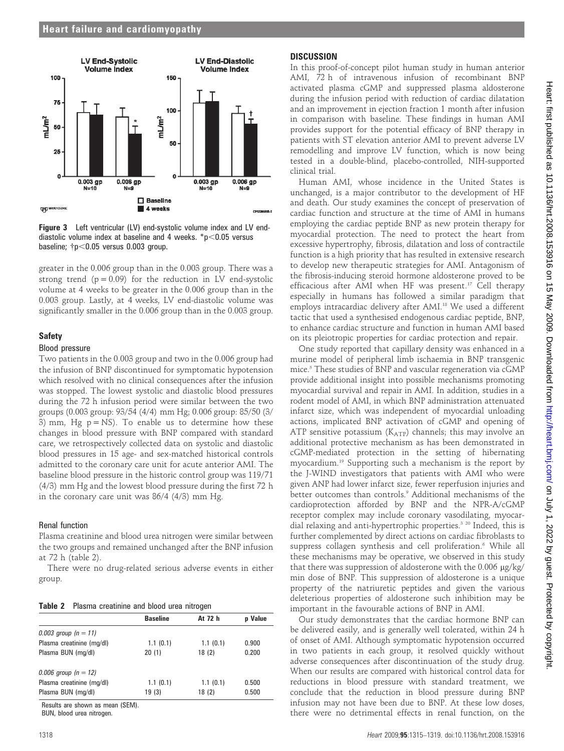**Figure 3** Left ventricular (LV) end-systolic volume index and LV end-diastolic volume index at baseline and 4 weeks. *$p<0.05$ versus baseline; †$p<0.05$ versus 0.003 group.

greater in the 0.006 group than in the 0.003 group. There was a strong trend ($p = 0.09$) for the reduction in LV end-systolic volume at 4 weeks to be greater in the 0.006 group than in the 0.003 group. Lastly, at 4 weeks, LV end-diastolic volume was significantly smaller in the 0.006 group than in the 0.003 group.

## Safety

### Blood pressure

Two patients in the 0.003 group and two in the 0.006 group had the infusion of BNP discontinued for symptomatic hypotension which resolved with no clinical consequences after the infusion was stopped. The lowest systolic and diastolic blood pressures during the 72 h infusion period were similar between the two groups (0.003 group: 93/54 (4/4) mm Hg; 0.006 group: 85/50 (3/3) mm, Hg p = NS). To enable us to determine how these changes in blood pressure with BNP compared with standard care, we retrospectively collected data on systolic and diastolic blood pressures in 15 age- and sex-matched historical controls admitted to the coronary care unit for acute anterior AMI. The baseline blood pressure in the historic control group was 119/71 (4/3) mm Hg and the lowest blood pressure during the first 72 h in the coronary care unit was 86/4 (4/3) mm Hg.

### Renal function

Plasma creatinine and blood urea nitrogen were similar between the two groups and remained unchanged after the BNP infusion at 72 h (table 2).

There were no drug-related serious adverse events in either group.

**Table 2** Plasma creatinine and blood urea nitrogen

| | Baseline | At 72 h | p Value |
|---|---|---|---|
| *0.003 group (n = 11)* | | | |
| Plasma creatinine (mg/dl) | 1.1 (0.1) | 1.1 (0.1) | 0.900 |
| Plasma BUN (mg/dl) | 20 (1) | 18 (2) | 0.200 |
| *0.006 group (n = 12)* | | | |
| Plasma creatinine (mg/dl) | 1.1 (0.1) | 1.1 (0.1) | 0.500 |
| Plasma BUN (mg/dl) | 19 (3) | 18 (2) | 0.500 |

Results are shown as mean (SEM).
BUN, blood urea nitrogen.

## DISCUSSION

In this proof-of-concept pilot human study in human anterior AMI, 72 h of intravenous infusion of recombinant BNP activated plasma cGMP and suppressed plasma aldosterone during the infusion period with reduction of cardiac dilatation and an improvement in ejection fraction 1 month after infusion in comparison with baseline. These findings in human AMI provides support for the potential efficacy of BNP therapy in patients with ST elevation anterior AMI to prevent adverse LV remodelling and improve LV function, which is now being tested in a double-blind, placebo-controlled, NIH-supported clinical trial.

Human AMI, whose incidence in the United States is unchanged, is a major contributor to the development of HF and death. Our study examines the concept of preservation of cardiac function and structure at the time of AMI in humans employing the cardiac peptide BNP as new protein therapy for myocardial protection. The need to protect the heart from excessive hypertrophy, fibrosis, dilatation and loss of contractile function is a high priority that has resulted in extensive research to develop new therapeutic strategies for AMI. Antagonism of the fibrosis-inducing steroid hormone aldosterone proved to be efficacious after AMI when HF was present.[17] Cell therapy especially in humans has followed a similar paradigm that employs intracardiac delivery after AMI.[18] We used a different tactic that used a synthesised endogenous cardiac peptide, BNP, to enhance cardiac structure and function in human AMI based on its pleiotropic properties for cardiac protection and repair.

One study reported that capillary density was enhanced in a murine model of peripheral limb ischaemia in BNP transgenic mice.[5] These studies of BNP and vascular regeneration via cGMP provide additional insight into possible mechanisms promoting myocardial survival and repair in AMI. In addition, studies in a rodent model of AMI, in which BNP administration attenuated infarct size, which was independent of myocardial unloading actions, implicated BNP activation of cGMP and opening of ATP sensitive potassium ($K_{ATP}$) channels; this may involve an additional protective mechanism as has been demonstrated in cGMP-mediated protection in the setting of hibernating myocardium.[19] Supporting such a mechanism is the report by the J-WIND investigators that patients with AMI who were given ANP had lower infarct size, fewer reperfusion injuries and better outcomes than controls.[9] Additional mechanisms of the cardioprotection afforded by BNP and the NPR-A/cGMP receptor complex may include coronary vasodilating, myocardial relaxing and anti-hypertrophic properties.[3 20] Indeed, this is further complemented by direct actions on cardiac fibroblasts to suppress collagen synthesis and cell proliferation.[6] While all these mechanisms may be operative, we observed in this study that there was suppression of aldosterone with the 0.006 μg/kg/min dose of BNP. This suppression of aldosterone is a unique property of the natriuretic peptides and given the various deleterious properties of aldosterone such inhibition may be important in the favourable actions of BNP in AMI.

Our study demonstrates that the cardiac hormone BNP can be delivered easily, and is generally well tolerated, within 24 h of onset of AMI. Although symptomatic hypotension occurred in two patients in each group, it resolved quickly without adverse consequences after discontinuation of the study drug. When our results are compared with historical control data for reductions in blood pressure with standard treatment, we conclude that the reduction in blood pressure during BNP infusion may not have been due to BNP. At these low doses, there were no detrimental effects in renal function, on the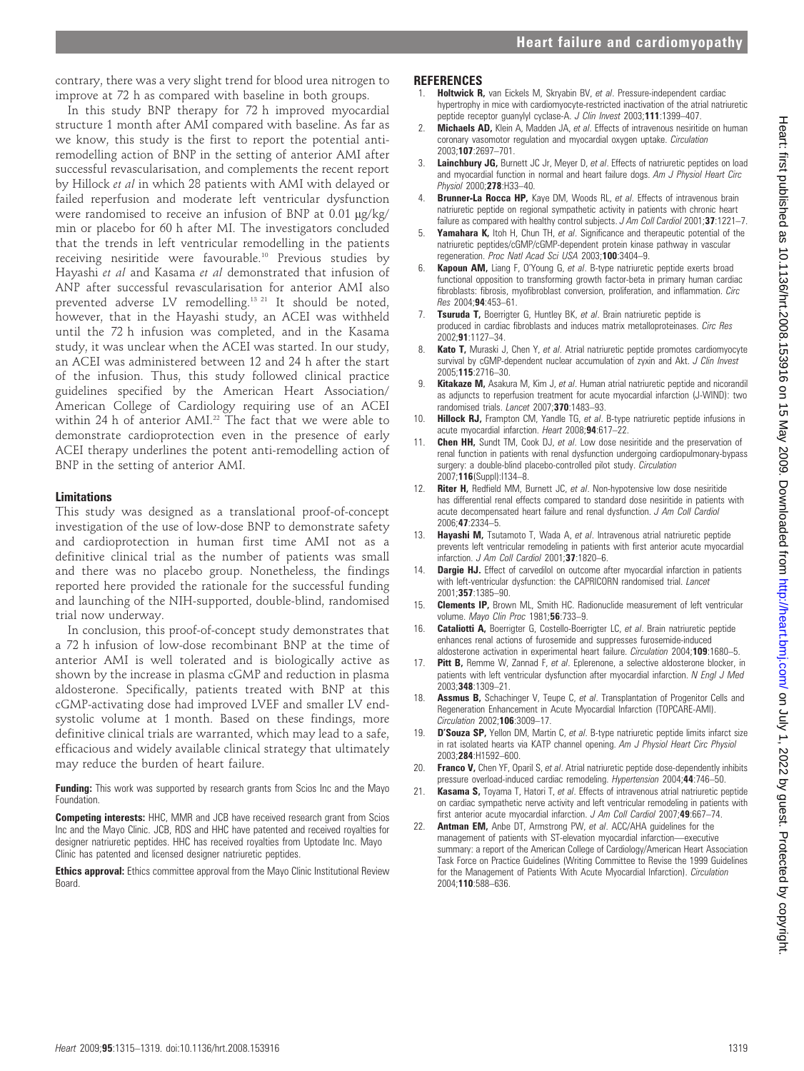contrary, there was a very slight trend for blood urea nitrogen to improve at 72 h as compared with baseline in both groups.

In this study BNP therapy for 72 h improved myocardial structure 1 month after AMI compared with baseline. As far as we know, this study is the first to report the potential anti-remodelling action of BNP in the setting of anterior AMI after successful revascularisation, and complements the recent report by Hillock *et al* in which 28 patients with AMI with delayed or failed reperfusion and moderate left ventricular dysfunction were randomised to receive an infusion of BNP at 0.01 μg/kg/min or placebo for 60 h after MI. The investigators concluded that the trends in left ventricular remodelling in the patients receiving nesiritide were favourable.[10] Previous studies by Hayashi *et al* and Kasama *et al* demonstrated that infusion of ANP after successful revascularisation for anterior AMI also prevented adverse LV remodelling.[13 21] It should be noted, however, that in the Hayashi study, an ACEI was withheld until the 72 h infusion was completed, and in the Kasama study, it was unclear when the ACEI was started. In our study, an ACEI was administered between 12 and 24 h after the start of the infusion. Thus, this study followed clinical practice guidelines specified by the American Heart Association/American College of Cardiology requiring use of an ACEI within 24 h of anterior AMI.[22] The fact that we were able to demonstrate cardioprotection even in the presence of early ACEI therapy underlines the potent anti-remodelling action of BNP in the setting of anterior AMI.

### Limitations

This study was designed as a translational proof-of-concept investigation of the use of low-dose BNP to demonstrate safety and cardioprotection in human first time AMI not as a definitive clinical trial as the number of patients was small and there was no placebo group. Nonetheless, the findings reported here provided the rationale for the successful funding and launching of the NIH-supported, double-blind, randomised trial now underway.

In conclusion, this proof-of-concept study demonstrates that a 72 h infusion of low-dose recombinant BNP at the time of anterior AMI is well tolerated and is biologically active as shown by the increase in plasma cGMP and reduction in plasma aldosterone. Specifically, patients treated with BNP at this cGMP-activating dose had improved LVEF and smaller LV end-systolic volume at 1 month. Based on these findings, more definitive clinical trials are warranted, which may lead to a safe, efficacious and widely available clinical strategy that ultimately may reduce the burden of heart failure.

**Funding:** This work was supported by research grants from Scios Inc and the Mayo Foundation.

**Competing interests:** HHC, MMR and JCB have received research grant from Scios Inc and the Mayo Clinic. JCB, RDS and HHC have patented and received royalties for designer natriuretic peptides. HHC has received royalties from Uptodate Inc. Mayo Clinic has patented and licensed designer natriuretic peptides.

**Ethics approval:** Ethics committee approval from the Mayo Clinic Institutional Review Board.

## REFERENCES

1. **Holtwick R,** van Eickels M, Skryabin BV, *et al*. Pressure-independent cardiac hypertrophy in mice with cardiomyocyte-restricted inactivation of the atrial natriuretic peptide receptor guanylyl cyclase-A. *J Clin Invest* 2003;**111**:1399–407.
2. **Michaels AD,** Klein A, Madden JA, *et al*. Effects of intravenous nesiritide on human coronary vasomotor regulation and myocardial oxygen uptake. *Circulation* 2003;**107**:2697–701.
3. **Lainchbury JG,** Burnett JC Jr, Meyer D, *et al*. Effects of natriuretic peptides on load and myocardial function in normal and heart failure dogs. *Am J Physiol Heart Circ Physiol* 2000;**278**:H33–40.
4. **Brunner-La Rocca HP,** Kaye DM, Woods RL, *et al*. Effects of intravenous brain natriuretic peptide on regional sympathetic activity in patients with chronic heart failure as compared with healthy control subjects. *J Am Coll Cardiol* 2001;**37**:1221–7.
5. **Yamahara K,** Itoh H, Chun TH, *et al*. Significance and therapeutic potential of the natriuretic peptides/cGMP/cGMP-dependent protein kinase pathway in vascular regeneration. *Proc Natl Acad Sci USA* 2003;**100**:3404–9.
6. **Kapoun AM,** Liang F, O'Young G, *et al*. B-type natriuretic peptide exerts broad functional opposition to transforming growth factor-beta in primary human cardiac fibroblasts: fibrosis, myofibroblast conversion, proliferation, and inflammation. *Circ Res* 2004;**94**:453–61.
7. **Tsuruda T,** Boerrigter G, Huntley BK, *et al*. Brain natriuretic peptide is produced in cardiac fibroblasts and induces matrix metalloproteinases. *Circ Res* 2002;**91**:1127–34.
8. **Kato T,** Muraski J, Chen Y, *et al*. Atrial natriuretic peptide promotes cardiomyocyte survival by cGMP-dependent nuclear accumulation of zyxin and Akt. *J Clin Invest* 2005;**115**:2716–30.
9. **Kitakaze M,** Asakura M, Kim J, *et al*. Human atrial natriuretic peptide and nicorandil as adjuncts to reperfusion treatment for acute myocardial infarction (J-WIND): two randomised trials. *Lancet* 2007;**370**:1483–93.
10. **Hillock RJ,** Frampton CM, Yandle TG, *et al*. B-type natriuretic peptide infusions in acute myocardial infarction. *Heart* 2008;**94**:617–22.
11. **Chen HH,** Sundt TM, Cook DJ, *et al*. Low dose nesiritide and the preservation of renal function in patients with renal dysfunction undergoing cardiopulmonary-bypass surgery: a double-blind placebo-controlled pilot study. *Circulation* 2007;**116**(Suppl):I134–8.
12. **Riter H,** Redfield MM, Burnett JC, *et al*. Non-hypotensive low dose nesiritide has differential renal effects compared to standard dose nesiritide in patients with acute decompensated heart failure and renal dysfunction. *J Am Coll Cardiol* 2006;**47**:2334–5.
13. **Hayashi M,** Tsutamoto T, Wada A, *et al*. Intravenous atrial natriuretic peptide prevents left ventricular remodeling in patients with first anterior acute myocardial infarction. *J Am Coll Cardiol* 2001;**37**:1820–6.
14. **Dargie HJ.** Effect of carvedilol on outcome after myocardial infarction in patients with left-ventricular dysfunction: the CAPRICORN randomised trial. *Lancet* 2001;**357**:1385–90.
15. **Clements IP,** Brown ML, Smith HC. Radionuclide measurement of left ventricular volume. *Mayo Clin Proc* 1981;**56**:733–9.
16. **Cataliotti A,** Boerrigter G, Costello-Boerrigter LC, *et al*. Brain natriuretic peptide enhances renal actions of furosemide and suppresses furosemide-induced aldosterone activation in experimental heart failure. *Circulation* 2004;**109**:1680–5.
17. **Pitt B,** Remme W, Zannad F, *et al*. Eplerenone, a selective aldosterone blocker, in patients with left ventricular dysfunction after myocardial infarction. *N Engl J Med* 2003;**348**:1309–21.
18. **Assmus B,** Schachinger V, Teupe C, *et al*. Transplantation of Progenitor Cells and Regeneration Enhancement in Acute Myocardial Infarction (TOPCARE-AMI). *Circulation* 2002;**106**:3009–17.
19. **D'Souza SP,** Yellon DM, Martin C, *et al*. B-type natriuretic peptide limits infarct size in rat isolated hearts via KATP channel opening. *Am J Physiol Heart Circ Physiol* 2003;**284**:H1592–600.
20. **Franco V,** Chen YF, Oparil S, *et al*. Atrial natriuretic peptide dose-dependently inhibits pressure overload-induced cardiac remodeling. *Hypertension* 2004;**44**:746–50.
21. **Kasama S,** Toyama T, Hatori T, *et al*. Effects of intravenous atrial natriuretic peptide on cardiac sympathetic nerve activity and left ventricular remodeling in patients with first anterior acute myocardial infarction. *J Am Coll Cardiol* 2007;**49**:667–74.
22. **Antman EM,** Anbe DT, Armstrong PW, *et al*. ACC/AHA guidelines for the management of patients with ST-elevation myocardial infarction—executive summary: a report of the American College of Cardiology/American Heart Association Task Force on Practice Guidelines (Writing Committee to Revise the 1999 Guidelines for the Management of Patients With Acute Myocardial Infarction). *Circulation* 2004;**110**:588–636.